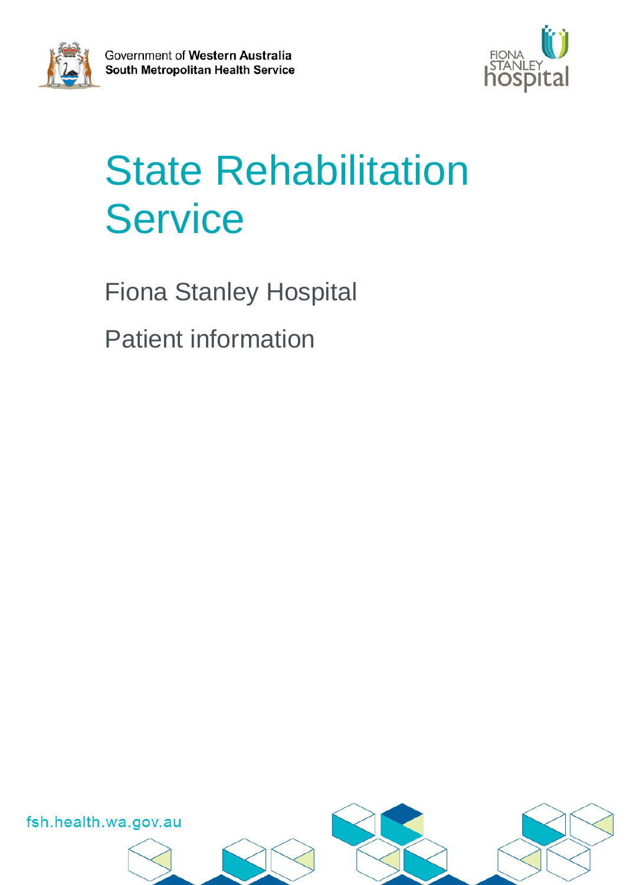Government of **Western Australia**
**South Metropolitan Health Service**

FIONA STANLEY hospital

# State Rehabilitation Service

Fiona Stanley Hospital

Patient information

fsh.health.wa.gov.au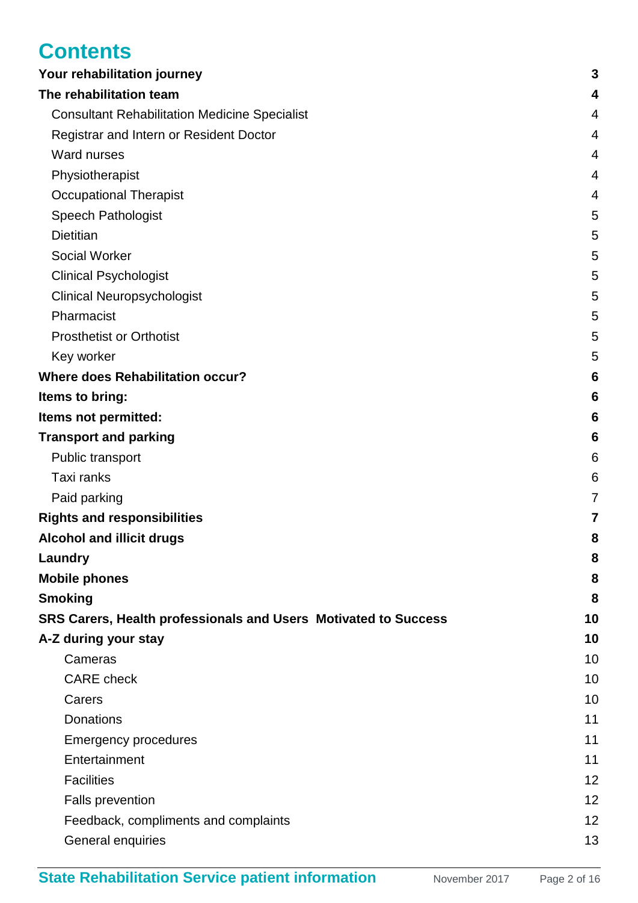# Contents

| | |
|---|---|
| **Your rehabilitation journey** | **3** |
| **The rehabilitation team** | **4** |
| Consultant Rehabilitation Medicine Specialist | 4 |
| Registrar and Intern or Resident Doctor | 4 |
| Ward nurses | 4 |
| Physiotherapist | 4 |
| Occupational Therapist | 4 |
| Speech Pathologist | 5 |
| Dietitian | 5 |
| Social Worker | 5 |
| Clinical Psychologist | 5 |
| Clinical Neuropsychologist | 5 |
| Pharmacist | 5 |
| Prosthetist or Orthotist | 5 |
| Key worker | 5 |
| **Where does Rehabilitation occur?** | **6** |
| **Items to bring:** | **6** |
| **Items not permitted:** | **6** |
| **Transport and parking** | **6** |
| Public transport | 6 |
| Taxi ranks | 6 |
| Paid parking | 7 |
| **Rights and responsibilities** | **7** |
| **Alcohol and illicit drugs** | **8** |
| **Laundry** | **8** |
| **Mobile phones** | **8** |
| **Smoking** | **8** |
| **SRS Carers, Health professionals and Users Motivated to Success** | **10** |
| **A-Z during your stay** | **10** |
| Cameras | 10 |
| CARE check | 10 |
| Carers | 10 |
| Donations | 11 |
| Emergency procedures | 11 |
| Entertainment | 11 |
| Facilities | 12 |
| Falls prevention | 12 |
| Feedback, compliments and complaints | 12 |
| General enquiries | 13 |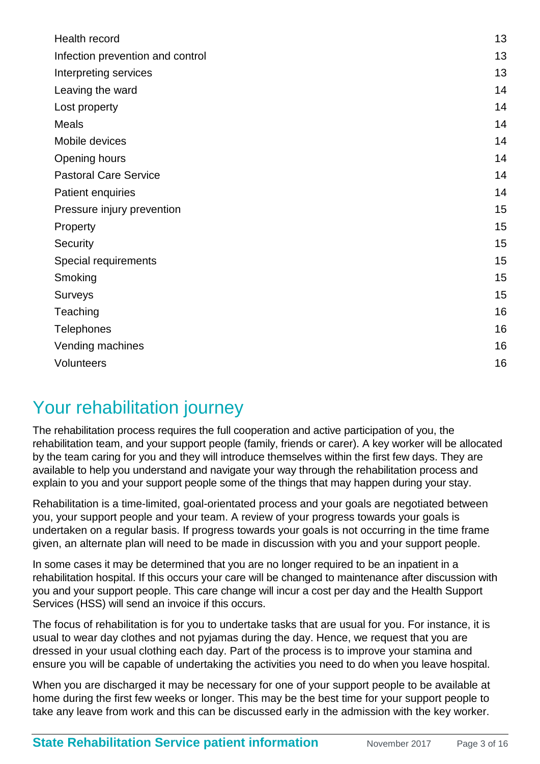| | |
|---|---|
| Health record | 13 |
| Infection prevention and control | 13 |
| Interpreting services | 13 |
| Leaving the ward | 14 |
| Lost property | 14 |
| Meals | 14 |
| Mobile devices | 14 |
| Opening hours | 14 |
| Pastoral Care Service | 14 |
| Patient enquiries | 14 |
| Pressure injury prevention | 15 |
| Property | 15 |
| Security | 15 |
| Special requirements | 15 |
| Smoking | 15 |
| Surveys | 15 |
| Teaching | 16 |
| Telephones | 16 |
| Vending machines | 16 |
| Volunteers | 16 |

# Your rehabilitation journey

The rehabilitation process requires the full cooperation and active participation of you, the rehabilitation team, and your support people (family, friends or carer). A key worker will be allocated by the team caring for you and they will introduce themselves within the first few days. They are available to help you understand and navigate your way through the rehabilitation process and explain to you and your support people some of the things that may happen during your stay.

Rehabilitation is a time-limited, goal-orientated process and your goals are negotiated between you, your support people and your team. A review of your progress towards your goals is undertaken on a regular basis. If progress towards your goals is not occurring in the time frame given, an alternate plan will need to be made in discussion with you and your support people.

In some cases it may be determined that you are no longer required to be an inpatient in a rehabilitation hospital. If this occurs your care will be changed to maintenance after discussion with you and your support people. This care change will incur a cost per day and the Health Support Services (HSS) will send an invoice if this occurs.

The focus of rehabilitation is for you to undertake tasks that are usual for you. For instance, it is usual to wear day clothes and not pyjamas during the day. Hence, we request that you are dressed in your usual clothing each day. Part of the process is to improve your stamina and ensure you will be capable of undertaking the activities you need to do when you leave hospital.

When you are discharged it may be necessary for one of your support people to be available at home during the first few weeks or longer. This may be the best time for your support people to take any leave from work and this can be discussed early in the admission with the key worker.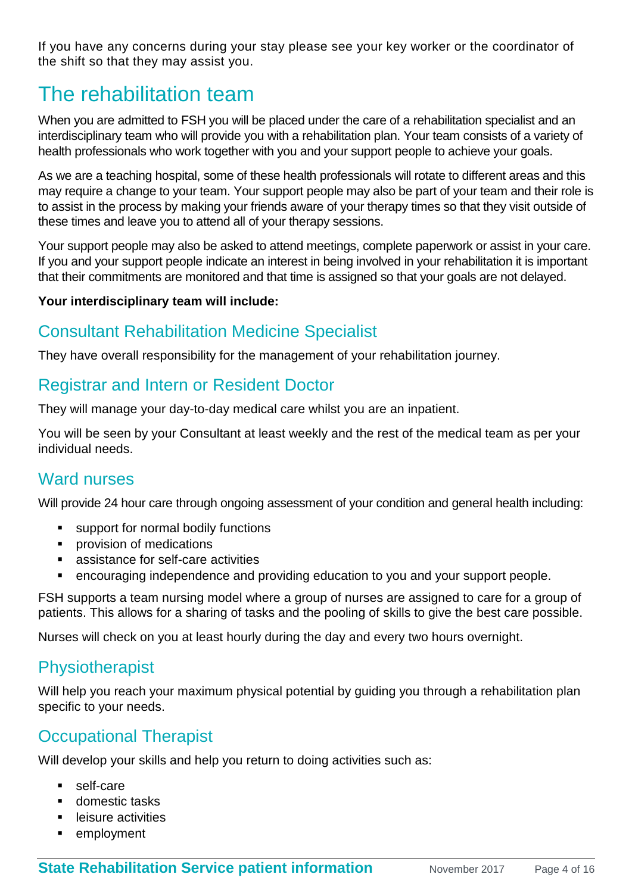If you have any concerns during your stay please see your key worker or the coordinator of the shift so that they may assist you.

# The rehabilitation team

When you are admitted to FSH you will be placed under the care of a rehabilitation specialist and an interdisciplinary team who will provide you with a rehabilitation plan. Your team consists of a variety of health professionals who work together with you and your support people to achieve your goals.

As we are a teaching hospital, some of these health professionals will rotate to different areas and this may require a change to your team. Your support people may also be part of your team and their role is to assist in the process by making your friends aware of your therapy times so that they visit outside of these times and leave you to attend all of your therapy sessions.

Your support people may also be asked to attend meetings, complete paperwork or assist in your care. If you and your support people indicate an interest in being involved in your rehabilitation it is important that their commitments are monitored and that time is assigned so that your goals are not delayed.

**Your interdisciplinary team will include:**

## Consultant Rehabilitation Medicine Specialist

They have overall responsibility for the management of your rehabilitation journey.

## Registrar and Intern or Resident Doctor

They will manage your day-to-day medical care whilst you are an inpatient.

You will be seen by your Consultant at least weekly and the rest of the medical team as per your individual needs.

## Ward nurses

Will provide 24 hour care through ongoing assessment of your condition and general health including:

- support for normal bodily functions
- provision of medications
- assistance for self-care activities
- encouraging independence and providing education to you and your support people.

FSH supports a team nursing model where a group of nurses are assigned to care for a group of patients. This allows for a sharing of tasks and the pooling of skills to give the best care possible.

Nurses will check on you at least hourly during the day and every two hours overnight.

## Physiotherapist

Will help you reach your maximum physical potential by guiding you through a rehabilitation plan specific to your needs.

## Occupational Therapist

Will develop your skills and help you return to doing activities such as:

- self-care
- domestic tasks
- leisure activities
- employment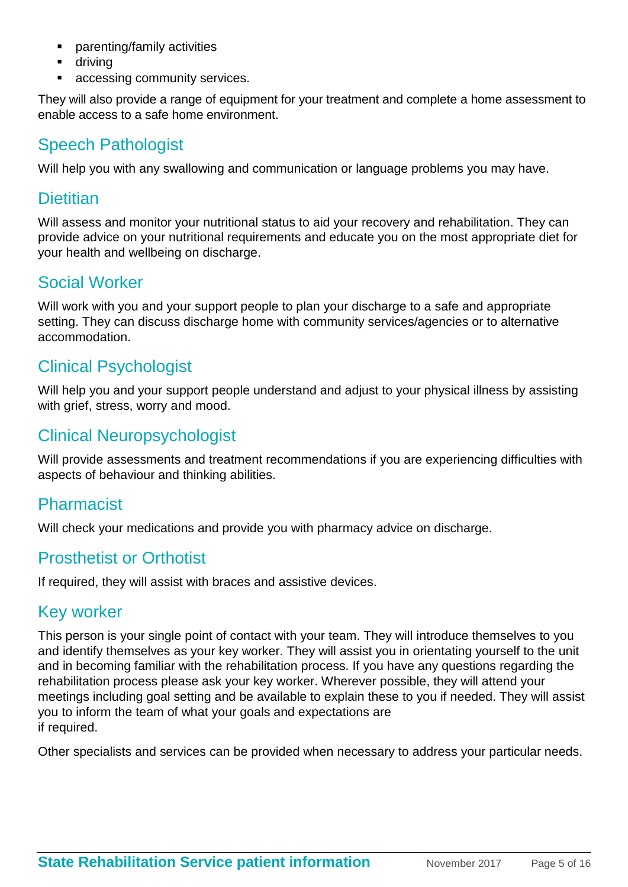- parenting/family activities
- driving
- accessing community services.

They will also provide a range of equipment for your treatment and complete a home assessment to enable access to a safe home environment.

## Speech Pathologist

Will help you with any swallowing and communication or language problems you may have.

## Dietitian

Will assess and monitor your nutritional status to aid your recovery and rehabilitation. They can provide advice on your nutritional requirements and educate you on the most appropriate diet for your health and wellbeing on discharge.

## Social Worker

Will work with you and your support people to plan your discharge to a safe and appropriate setting. They can discuss discharge home with community services/agencies or to alternative accommodation.

## Clinical Psychologist

Will help you and your support people understand and adjust to your physical illness by assisting with grief, stress, worry and mood.

## Clinical Neuropsychologist

Will provide assessments and treatment recommendations if you are experiencing difficulties with aspects of behaviour and thinking abilities.

## Pharmacist

Will check your medications and provide you with pharmacy advice on discharge.

## Prosthetist or Orthotist

If required, they will assist with braces and assistive devices.

## Key worker

This person is your single point of contact with your team. They will introduce themselves to you and identify themselves as your key worker. They will assist you in orientating yourself to the unit and in becoming familiar with the rehabilitation process. If you have any questions regarding the rehabilitation process please ask your key worker. Wherever possible, they will attend your meetings including goal setting and be available to explain these to you if needed. They will assist you to inform the team of what your goals and expectations are if required.

Other specialists and services can be provided when necessary to address your particular needs.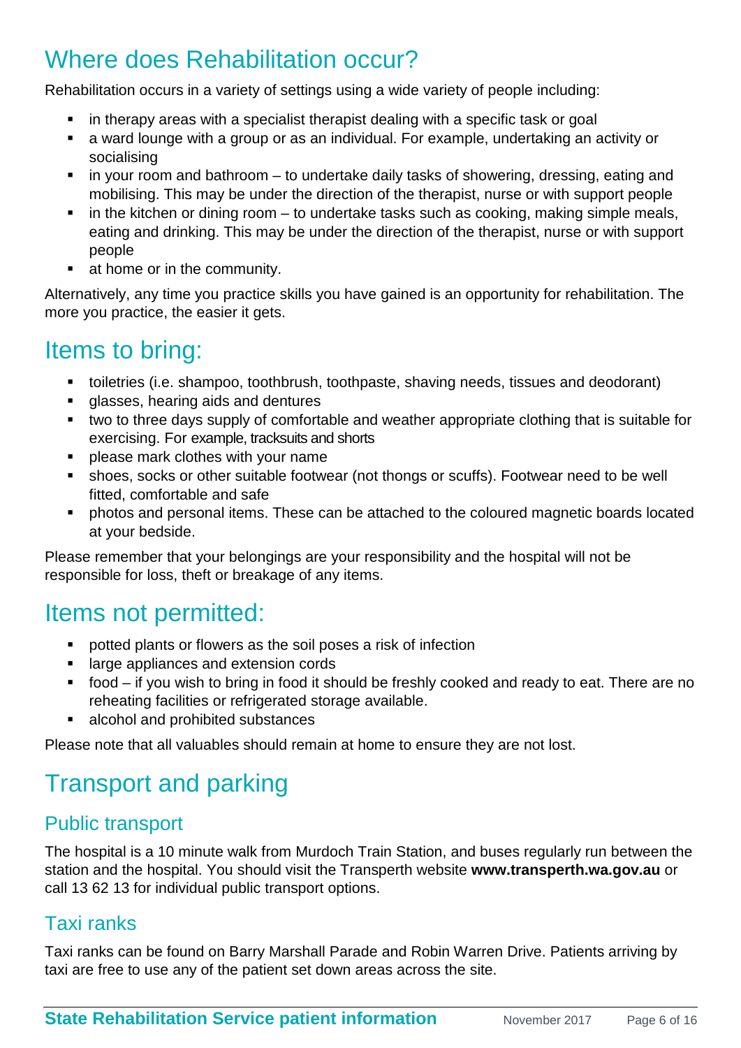# Where does Rehabilitation occur?

Rehabilitation occurs in a variety of settings using a wide variety of people including:

- in therapy areas with a specialist therapist dealing with a specific task or goal
- a ward lounge with a group or as an individual. For example, undertaking an activity or socialising
- in your room and bathroom – to undertake daily tasks of showering, dressing, eating and mobilising. This may be under the direction of the therapist, nurse or with support people
- in the kitchen or dining room – to undertake tasks such as cooking, making simple meals, eating and drinking. This may be under the direction of the therapist, nurse or with support people
- at home or in the community.

Alternatively, any time you practice skills you have gained is an opportunity for rehabilitation. The more you practice, the easier it gets.

# Items to bring:

- toiletries (i.e. shampoo, toothbrush, toothpaste, shaving needs, tissues and deodorant)
- glasses, hearing aids and dentures
- two to three days supply of comfortable and weather appropriate clothing that is suitable for exercising. For example, tracksuits and shorts
- please mark clothes with your name
- shoes, socks or other suitable footwear (not thongs or scuffs). Footwear need to be well fitted, comfortable and safe
- photos and personal items. These can be attached to the coloured magnetic boards located at your bedside.

Please remember that your belongings are your responsibility and the hospital will not be responsible for loss, theft or breakage of any items.

# Items not permitted:

- potted plants or flowers as the soil poses a risk of infection
- large appliances and extension cords
- food – if you wish to bring in food it should be freshly cooked and ready to eat. There are no reheating facilities or refrigerated storage available.
- alcohol and prohibited substances

Please note that all valuables should remain at home to ensure they are not lost.

# Transport and parking

## Public transport

The hospital is a 10 minute walk from Murdoch Train Station, and buses regularly run between the station and the hospital. You should visit the Transperth website **www.transperth.wa.gov.au** or call 13 62 13 for individual public transport options.

## Taxi ranks

Taxi ranks can be found on Barry Marshall Parade and Robin Warren Drive. Patients arriving by taxi are free to use any of the patient set down areas across the site.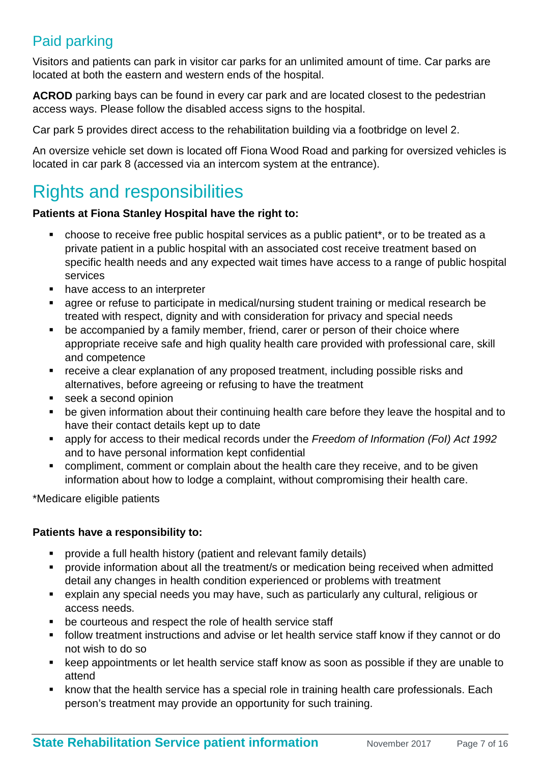## Paid parking

Visitors and patients can park in visitor car parks for an unlimited amount of time. Car parks are located at both the eastern and western ends of the hospital.

**ACROD** parking bays can be found in every car park and are located closest to the pedestrian access ways. Please follow the disabled access signs to the hospital.

Car park 5 provides direct access to the rehabilitation building via a footbridge on level 2.

An oversize vehicle set down is located off Fiona Wood Road and parking for oversized vehicles is located in car park 8 (accessed via an intercom system at the entrance).

# Rights and responsibilities

**Patients at Fiona Stanley Hospital have the right to:**

- choose to receive free public hospital services as a public patient*, or to be treated as a private patient in a public hospital with an associated cost receive treatment based on specific health needs and any expected wait times have access to a range of public hospital services
- have access to an interpreter
- agree or refuse to participate in medical/nursing student training or medical research be treated with respect, dignity and with consideration for privacy and special needs
- be accompanied by a family member, friend, carer or person of their choice where appropriate receive safe and high quality health care provided with professional care, skill and competence
- receive a clear explanation of any proposed treatment, including possible risks and alternatives, before agreeing or refusing to have the treatment
- seek a second opinion
- be given information about their continuing health care before they leave the hospital and to have their contact details kept up to date
- apply for access to their medical records under the *Freedom of Information (FoI) Act 1992* and to have personal information kept confidential
- compliment, comment or complain about the health care they receive, and to be given information about how to lodge a complaint, without compromising their health care.

*Medicare eligible patients

**Patients have a responsibility to:**

- provide a full health history (patient and relevant family details)
- provide information about all the treatment/s or medication being received when admitted detail any changes in health condition experienced or problems with treatment
- explain any special needs you may have, such as particularly any cultural, religious or access needs.
- be courteous and respect the role of health service staff
- follow treatment instructions and advise or let health service staff know if they cannot or do not wish to do so
- keep appointments or let health service staff know as soon as possible if they are unable to attend
- know that the health service has a special role in training health care professionals. Each person's treatment may provide an opportunity for such training.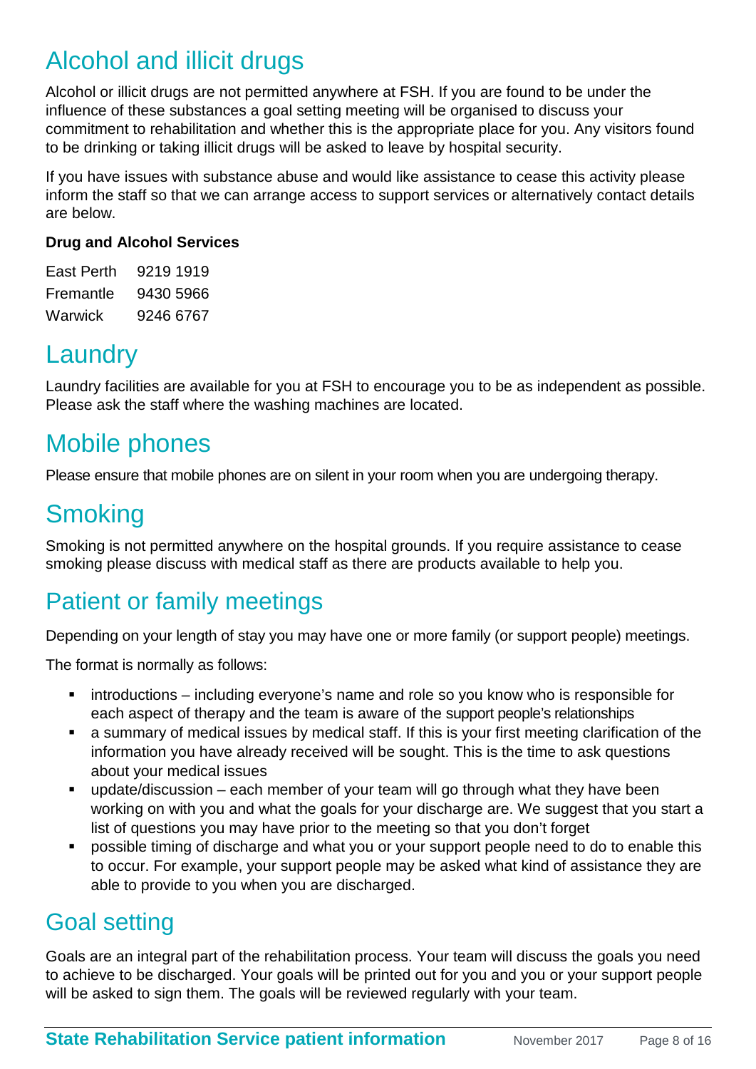## Alcohol and illicit drugs

Alcohol or illicit drugs are not permitted anywhere at FSH. If you are found to be under the influence of these substances a goal setting meeting will be organised to discuss your commitment to rehabilitation and whether this is the appropriate place for you. Any visitors found to be drinking or taking illicit drugs will be asked to leave by hospital security.

If you have issues with substance abuse and would like assistance to cease this activity please inform the staff so that we can arrange access to support services or alternatively contact details are below.

**Drug and Alcohol Services**

| | |
|---|---|
| East Perth | 9219 1919 |
| Fremantle | 9430 5966 |
| Warwick | 9246 6767 |

## Laundry

Laundry facilities are available for you at FSH to encourage you to be as independent as possible. Please ask the staff where the washing machines are located.

## Mobile phones

Please ensure that mobile phones are on silent in your room when you are undergoing therapy.

## Smoking

Smoking is not permitted anywhere on the hospital grounds. If you require assistance to cease smoking please discuss with medical staff as there are products available to help you.

## Patient or family meetings

Depending on your length of stay you may have one or more family (or support people) meetings.

The format is normally as follows:

- introductions – including everyone's name and role so you know who is responsible for each aspect of therapy and the team is aware of the support people's relationships
- a summary of medical issues by medical staff. If this is your first meeting clarification of the information you have already received will be sought. This is the time to ask questions about your medical issues
- update/discussion – each member of your team will go through what they have been working on with you and what the goals for your discharge are. We suggest that you start a list of questions you may have prior to the meeting so that you don't forget
- possible timing of discharge and what you or your support people need to do to enable this to occur. For example, your support people may be asked what kind of assistance they are able to provide to you when you are discharged.

## Goal setting

Goals are an integral part of the rehabilitation process. Your team will discuss the goals you need to achieve to be discharged. Your goals will be printed out for you and you or your support people will be asked to sign them. The goals will be reviewed regularly with your team.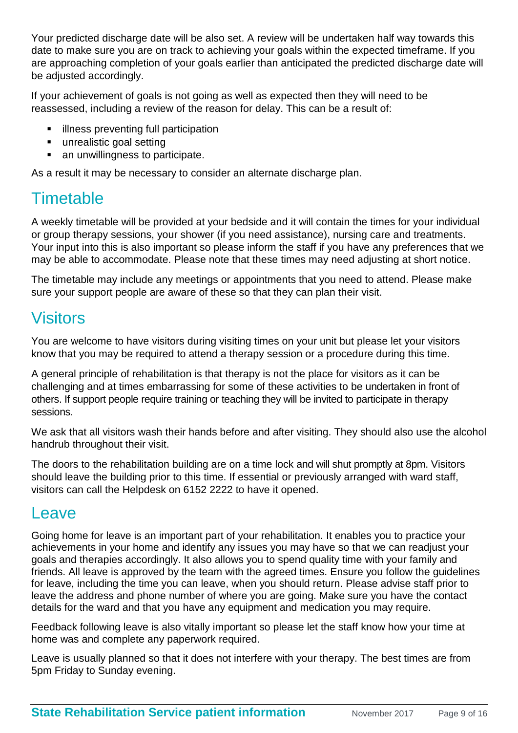Your predicted discharge date will be also set. A review will be undertaken half way towards this date to make sure you are on track to achieving your goals within the expected timeframe. If you are approaching completion of your goals earlier than anticipated the predicted discharge date will be adjusted accordingly.

If your achievement of goals is not going as well as expected then they will need to be reassessed, including a review of the reason for delay. This can be a result of:

- illness preventing full participation
- unrealistic goal setting
- an unwillingness to participate.

As a result it may be necessary to consider an alternate discharge plan.

## Timetable

A weekly timetable will be provided at your bedside and it will contain the times for your individual or group therapy sessions, your shower (if you need assistance), nursing care and treatments. Your input into this is also important so please inform the staff if you have any preferences that we may be able to accommodate. Please note that these times may need adjusting at short notice.

The timetable may include any meetings or appointments that you need to attend. Please make sure your support people are aware of these so that they can plan their visit.

## Visitors

You are welcome to have visitors during visiting times on your unit but please let your visitors know that you may be required to attend a therapy session or a procedure during this time.

A general principle of rehabilitation is that therapy is not the place for visitors as it can be challenging and at times embarrassing for some of these activities to be undertaken in front of others. If support people require training or teaching they will be invited to participate in therapy sessions.

We ask that all visitors wash their hands before and after visiting. They should also use the alcohol handrub throughout their visit.

The doors to the rehabilitation building are on a time lock and will shut promptly at 8pm. Visitors should leave the building prior to this time. If essential or previously arranged with ward staff, visitors can call the Helpdesk on 6152 2222 to have it opened.

## Leave

Going home for leave is an important part of your rehabilitation. It enables you to practice your achievements in your home and identify any issues you may have so that we can readjust your goals and therapies accordingly. It also allows you to spend quality time with your family and friends. All leave is approved by the team with the agreed times. Ensure you follow the guidelines for leave, including the time you can leave, when you should return. Please advise staff prior to leave the address and phone number of where you are going. Make sure you have the contact details for the ward and that you have any equipment and medication you may require.

Feedback following leave is also vitally important so please let the staff know how your time at home was and complete any paperwork required.

Leave is usually planned so that it does not interfere with your therapy. The best times are from 5pm Friday to Sunday evening.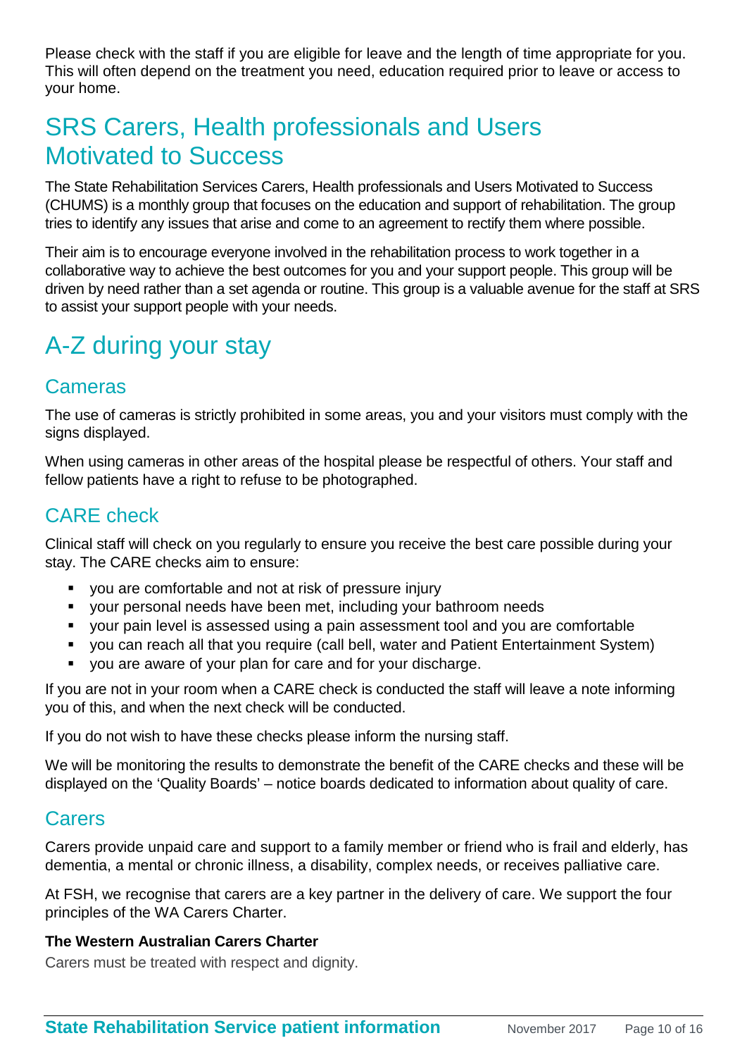Please check with the staff if you are eligible for leave and the length of time appropriate for you. This will often depend on the treatment you need, education required prior to leave or access to your home.

# SRS Carers, Health professionals and Users Motivated to Success

The State Rehabilitation Services Carers, Health professionals and Users Motivated to Success (CHUMS) is a monthly group that focuses on the education and support of rehabilitation. The group tries to identify any issues that arise and come to an agreement to rectify them where possible.

Their aim is to encourage everyone involved in the rehabilitation process to work together in a collaborative way to achieve the best outcomes for you and your support people. This group will be driven by need rather than a set agenda or routine. This group is a valuable avenue for the staff at SRS to assist your support people with your needs.

# A-Z during your stay

## Cameras

The use of cameras is strictly prohibited in some areas, you and your visitors must comply with the signs displayed.

When using cameras in other areas of the hospital please be respectful of others. Your staff and fellow patients have a right to refuse to be photographed.

## CARE check

Clinical staff will check on you regularly to ensure you receive the best care possible during your stay. The CARE checks aim to ensure:

- you are comfortable and not at risk of pressure injury
- your personal needs have been met, including your bathroom needs
- your pain level is assessed using a pain assessment tool and you are comfortable
- you can reach all that you require (call bell, water and Patient Entertainment System)
- you are aware of your plan for care and for your discharge.

If you are not in your room when a CARE check is conducted the staff will leave a note informing you of this, and when the next check will be conducted.

If you do not wish to have these checks please inform the nursing staff.

We will be monitoring the results to demonstrate the benefit of the CARE checks and these will be displayed on the 'Quality Boards' – notice boards dedicated to information about quality of care.

## Carers

Carers provide unpaid care and support to a family member or friend who is frail and elderly, has dementia, a mental or chronic illness, a disability, complex needs, or receives palliative care.

At FSH, we recognise that carers are a key partner in the delivery of care. We support the four principles of the WA Carers Charter.

**The Western Australian Carers Charter**

Carers must be treated with respect and dignity.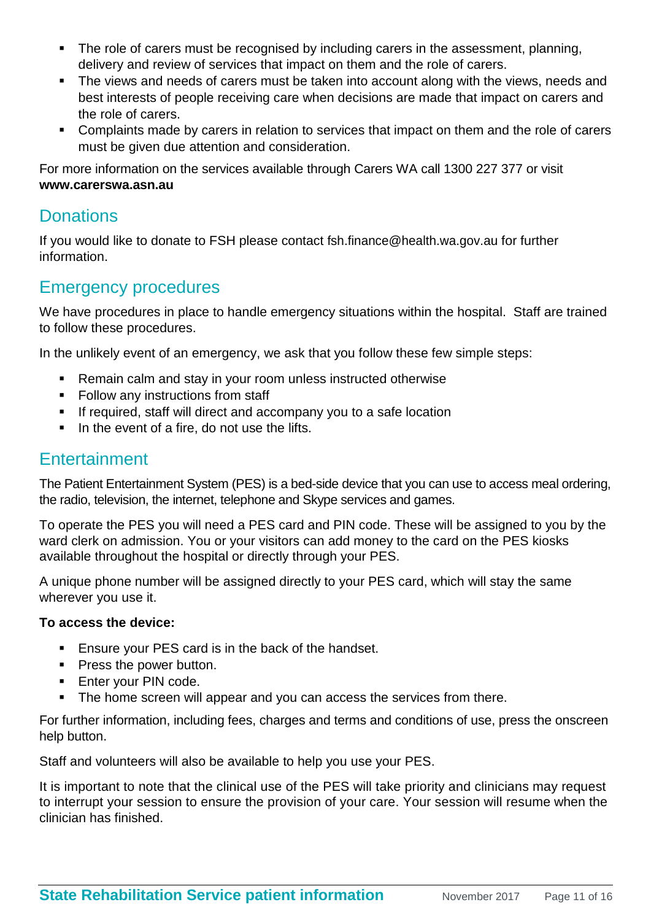- The role of carers must be recognised by including carers in the assessment, planning, delivery and review of services that impact on them and the role of carers.
- The views and needs of carers must be taken into account along with the views, needs and best interests of people receiving care when decisions are made that impact on carers and the role of carers.
- Complaints made by carers in relation to services that impact on them and the role of carers must be given due attention and consideration.

For more information on the services available through Carers WA call 1300 227 377 or visit **www.carerswa.asn.au**

## Donations

If you would like to donate to FSH please contact fsh.finance@health.wa.gov.au for further information.

## Emergency procedures

We have procedures in place to handle emergency situations within the hospital. Staff are trained to follow these procedures.

In the unlikely event of an emergency, we ask that you follow these few simple steps:

- Remain calm and stay in your room unless instructed otherwise
- Follow any instructions from staff
- If required, staff will direct and accompany you to a safe location
- In the event of a fire, do not use the lifts.

## Entertainment

The Patient Entertainment System (PES) is a bed-side device that you can use to access meal ordering, the radio, television, the internet, telephone and Skype services and games.

To operate the PES you will need a PES card and PIN code. These will be assigned to you by the ward clerk on admission. You or your visitors can add money to the card on the PES kiosks available throughout the hospital or directly through your PES.

A unique phone number will be assigned directly to your PES card, which will stay the same wherever you use it.

**To access the device:**

- Ensure your PES card is in the back of the handset.
- Press the power button.
- Enter your PIN code.
- The home screen will appear and you can access the services from there.

For further information, including fees, charges and terms and conditions of use, press the onscreen help button.

Staff and volunteers will also be available to help you use your PES.

It is important to note that the clinical use of the PES will take priority and clinicians may request to interrupt your session to ensure the provision of your care. Your session will resume when the clinician has finished.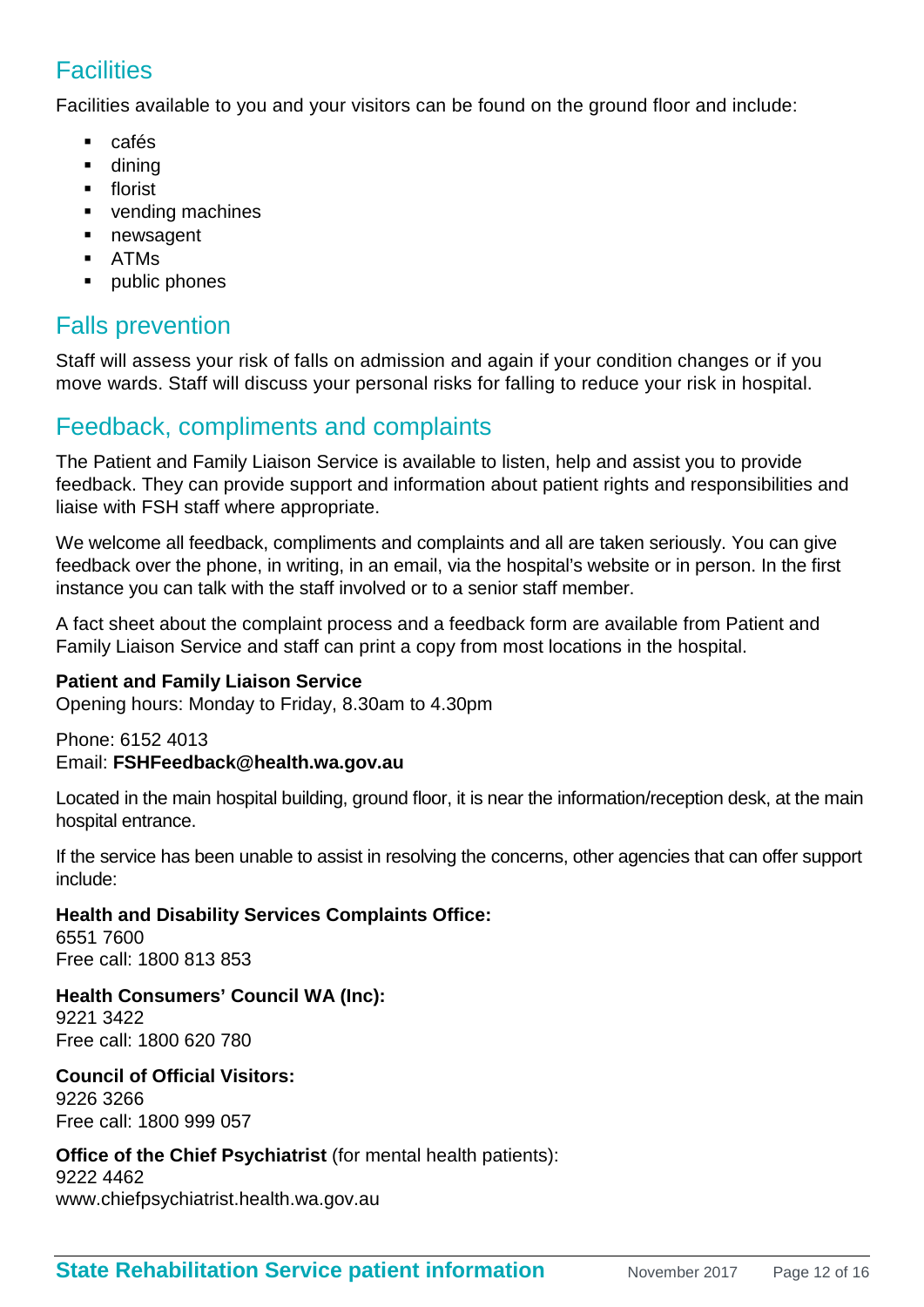## Facilities

Facilities available to you and your visitors can be found on the ground floor and include:

- cafés
- dining
- florist
- vending machines
- newsagent
- ATMs
- public phones

## Falls prevention

Staff will assess your risk of falls on admission and again if your condition changes or if you move wards. Staff will discuss your personal risks for falling to reduce your risk in hospital.

## Feedback, compliments and complaints

The Patient and Family Liaison Service is available to listen, help and assist you to provide feedback. They can provide support and information about patient rights and responsibilities and liaise with FSH staff where appropriate.

We welcome all feedback, compliments and complaints and all are taken seriously. You can give feedback over the phone, in writing, in an email, via the hospital's website or in person. In the first instance you can talk with the staff involved or to a senior staff member.

A fact sheet about the complaint process and a feedback form are available from Patient and Family Liaison Service and staff can print a copy from most locations in the hospital.

**Patient and Family Liaison Service**
Opening hours: Monday to Friday, 8.30am to 4.30pm

Phone: 6152 4013
Email: **FSHFeedback@health.wa.gov.au**

Located in the main hospital building, ground floor, it is near the information/reception desk, at the main hospital entrance.

If the service has been unable to assist in resolving the concerns, other agencies that can offer support include:

**Health and Disability Services Complaints Office:**
6551 7600
Free call: 1800 813 853

**Health Consumers' Council WA (Inc):**
9221 3422
Free call: 1800 620 780

**Council of Official Visitors:**
9226 3266
Free call: 1800 999 057

**Office of the Chief Psychiatrist** (for mental health patients):
9222 4462
www.chiefpsychiatrist.health.wa.gov.au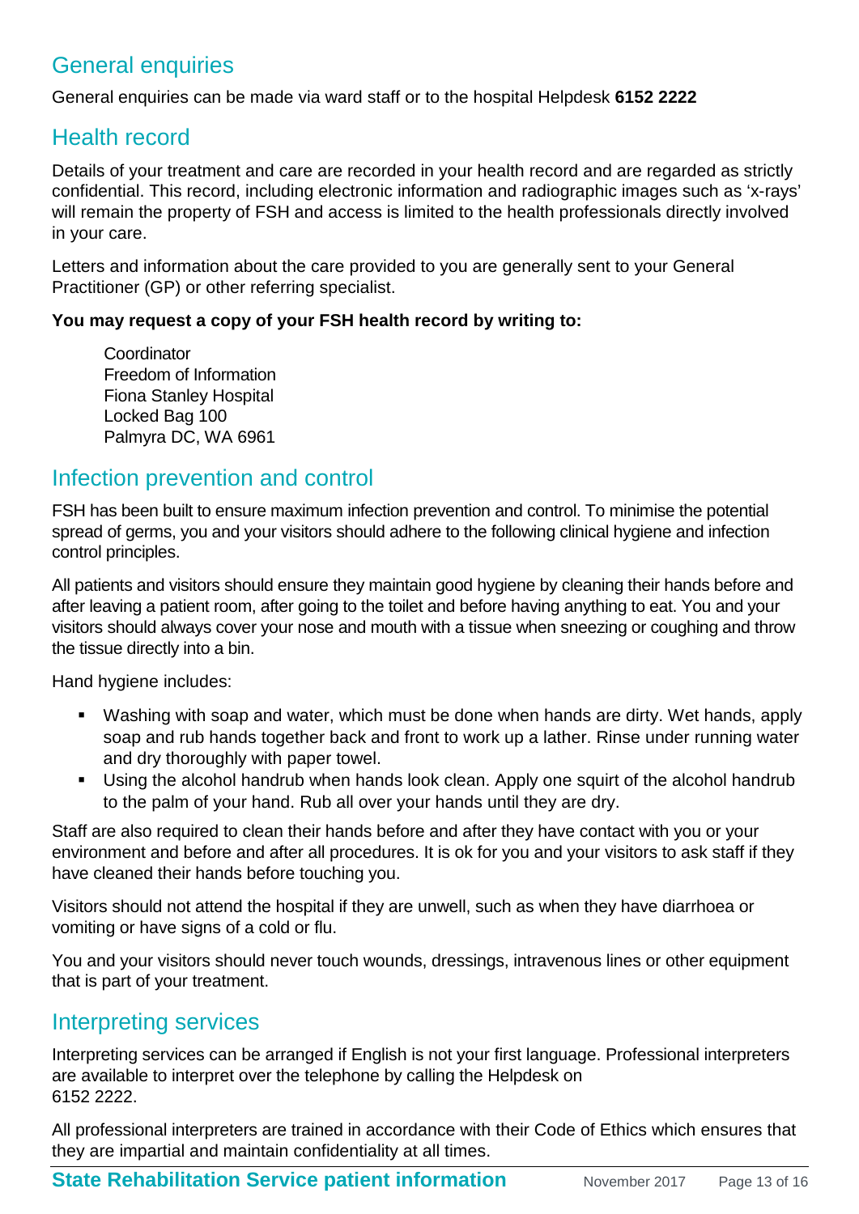## General enquiries

General enquiries can be made via ward staff or to the hospital Helpdesk **6152 2222**

## Health record

Details of your treatment and care are recorded in your health record and are regarded as strictly confidential. This record, including electronic information and radiographic images such as 'x-rays' will remain the property of FSH and access is limited to the health professionals directly involved in your care.

Letters and information about the care provided to you are generally sent to your General Practitioner (GP) or other referring specialist.

**You may request a copy of your FSH health record by writing to:**

Coordinator
Freedom of Information
Fiona Stanley Hospital
Locked Bag 100
Palmyra DC, WA 6961

## Infection prevention and control

FSH has been built to ensure maximum infection prevention and control. To minimise the potential spread of germs, you and your visitors should adhere to the following clinical hygiene and infection control principles.

All patients and visitors should ensure they maintain good hygiene by cleaning their hands before and after leaving a patient room, after going to the toilet and before having anything to eat. You and your visitors should always cover your nose and mouth with a tissue when sneezing or coughing and throw the tissue directly into a bin.

Hand hygiene includes:

- Washing with soap and water, which must be done when hands are dirty. Wet hands, apply soap and rub hands together back and front to work up a lather. Rinse under running water and dry thoroughly with paper towel.
- Using the alcohol handrub when hands look clean. Apply one squirt of the alcohol handrub to the palm of your hand. Rub all over your hands until they are dry.

Staff are also required to clean their hands before and after they have contact with you or your environment and before and after all procedures. It is ok for you and your visitors to ask staff if they have cleaned their hands before touching you.

Visitors should not attend the hospital if they are unwell, such as when they have diarrhoea or vomiting or have signs of a cold or flu.

You and your visitors should never touch wounds, dressings, intravenous lines or other equipment that is part of your treatment.

## Interpreting services

Interpreting services can be arranged if English is not your first language. Professional interpreters are available to interpret over the telephone by calling the Helpdesk on 6152 2222.

All professional interpreters are trained in accordance with their Code of Ethics which ensures that they are impartial and maintain confidentiality at all times.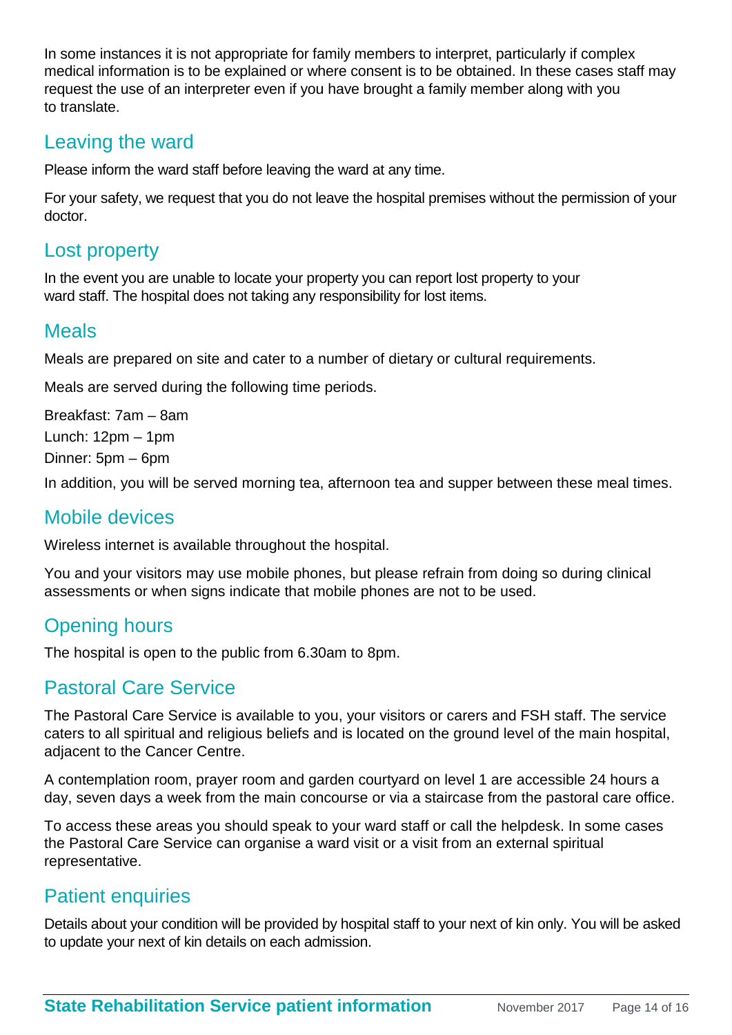In some instances it is not appropriate for family members to interpret, particularly if complex medical information is to be explained or where consent is to be obtained. In these cases staff may request the use of an interpreter even if you have brought a family member along with you to translate.

## Leaving the ward

Please inform the ward staff before leaving the ward at any time.

For your safety, we request that you do not leave the hospital premises without the permission of your doctor.

## Lost property

In the event you are unable to locate your property you can report lost property to your ward staff. The hospital does not taking any responsibility for lost items.

## Meals

Meals are prepared on site and cater to a number of dietary or cultural requirements.

Meals are served during the following time periods.

Breakfast: 7am – 8am

Lunch: 12pm – 1pm

Dinner: 5pm – 6pm

In addition, you will be served morning tea, afternoon tea and supper between these meal times.

## Mobile devices

Wireless internet is available throughout the hospital.

You and your visitors may use mobile phones, but please refrain from doing so during clinical assessments or when signs indicate that mobile phones are not to be used.

## Opening hours

The hospital is open to the public from 6.30am to 8pm.

## Pastoral Care Service

The Pastoral Care Service is available to you, your visitors or carers and FSH staff. The service caters to all spiritual and religious beliefs and is located on the ground level of the main hospital, adjacent to the Cancer Centre.

A contemplation room, prayer room and garden courtyard on level 1 are accessible 24 hours a day, seven days a week from the main concourse or via a staircase from the pastoral care office.

To access these areas you should speak to your ward staff or call the helpdesk. In some cases the Pastoral Care Service can organise a ward visit or a visit from an external spiritual representative.

## Patient enquiries

Details about your condition will be provided by hospital staff to your next of kin only. You will be asked to update your next of kin details on each admission.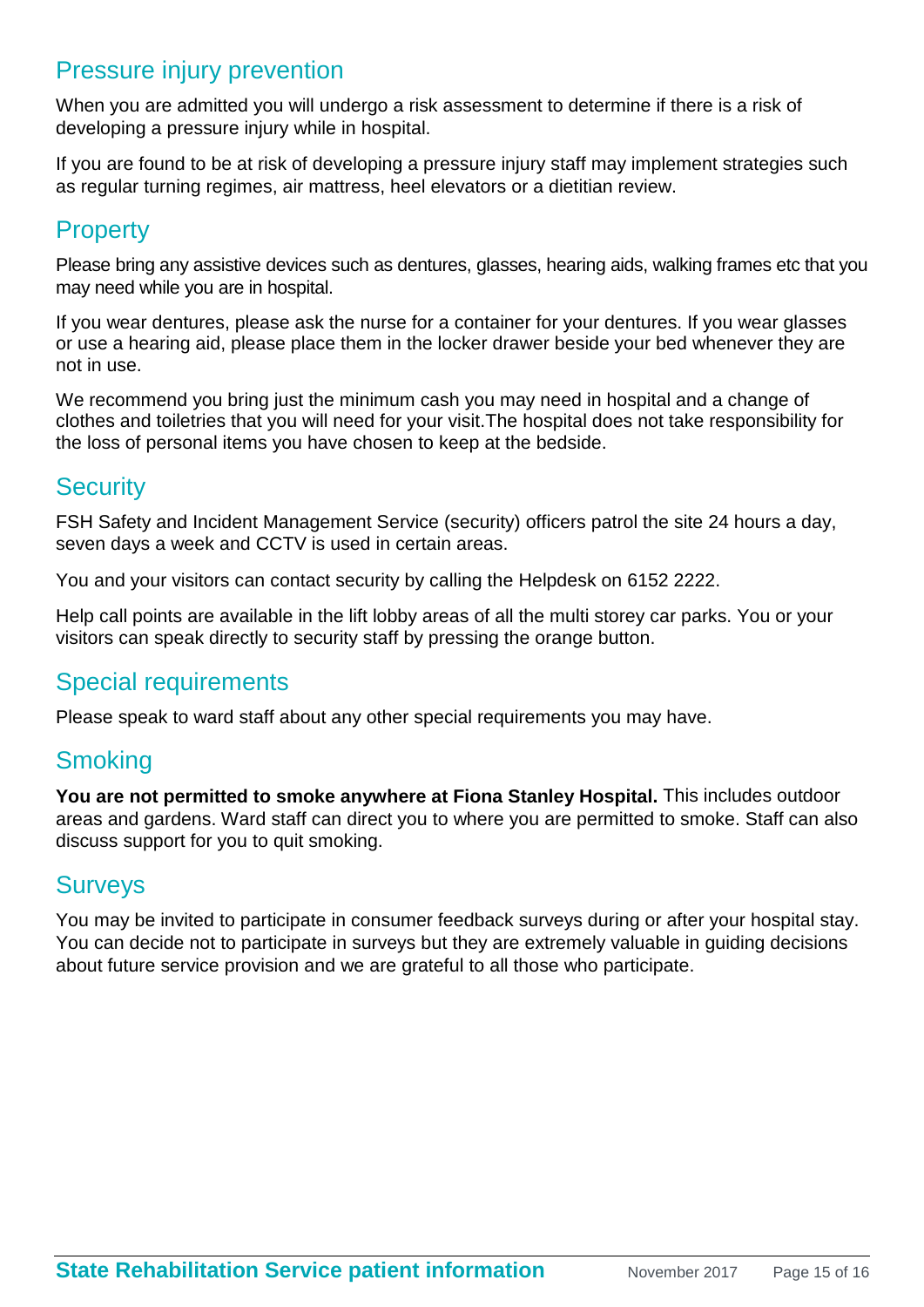## Pressure injury prevention

When you are admitted you will undergo a risk assessment to determine if there is a risk of developing a pressure injury while in hospital.

If you are found to be at risk of developing a pressure injury staff may implement strategies such as regular turning regimes, air mattress, heel elevators or a dietitian review.

## Property

Please bring any assistive devices such as dentures, glasses, hearing aids, walking frames etc that you may need while you are in hospital.

If you wear dentures, please ask the nurse for a container for your dentures. If you wear glasses or use a hearing aid, please place them in the locker drawer beside your bed whenever they are not in use.

We recommend you bring just the minimum cash you may need in hospital and a change of clothes and toiletries that you will need for your visit.The hospital does not take responsibility for the loss of personal items you have chosen to keep at the bedside.

## Security

FSH Safety and Incident Management Service (security) officers patrol the site 24 hours a day, seven days a week and CCTV is used in certain areas.

You and your visitors can contact security by calling the Helpdesk on 6152 2222.

Help call points are available in the lift lobby areas of all the multi storey car parks. You or your visitors can speak directly to security staff by pressing the orange button.

## Special requirements

Please speak to ward staff about any other special requirements you may have.

## Smoking

**You are not permitted to smoke anywhere at Fiona Stanley Hospital.** This includes outdoor areas and gardens. Ward staff can direct you to where you are permitted to smoke. Staff can also discuss support for you to quit smoking.

## Surveys

You may be invited to participate in consumer feedback surveys during or after your hospital stay. You can decide not to participate in surveys but they are extremely valuable in guiding decisions about future service provision and we are grateful to all those who participate.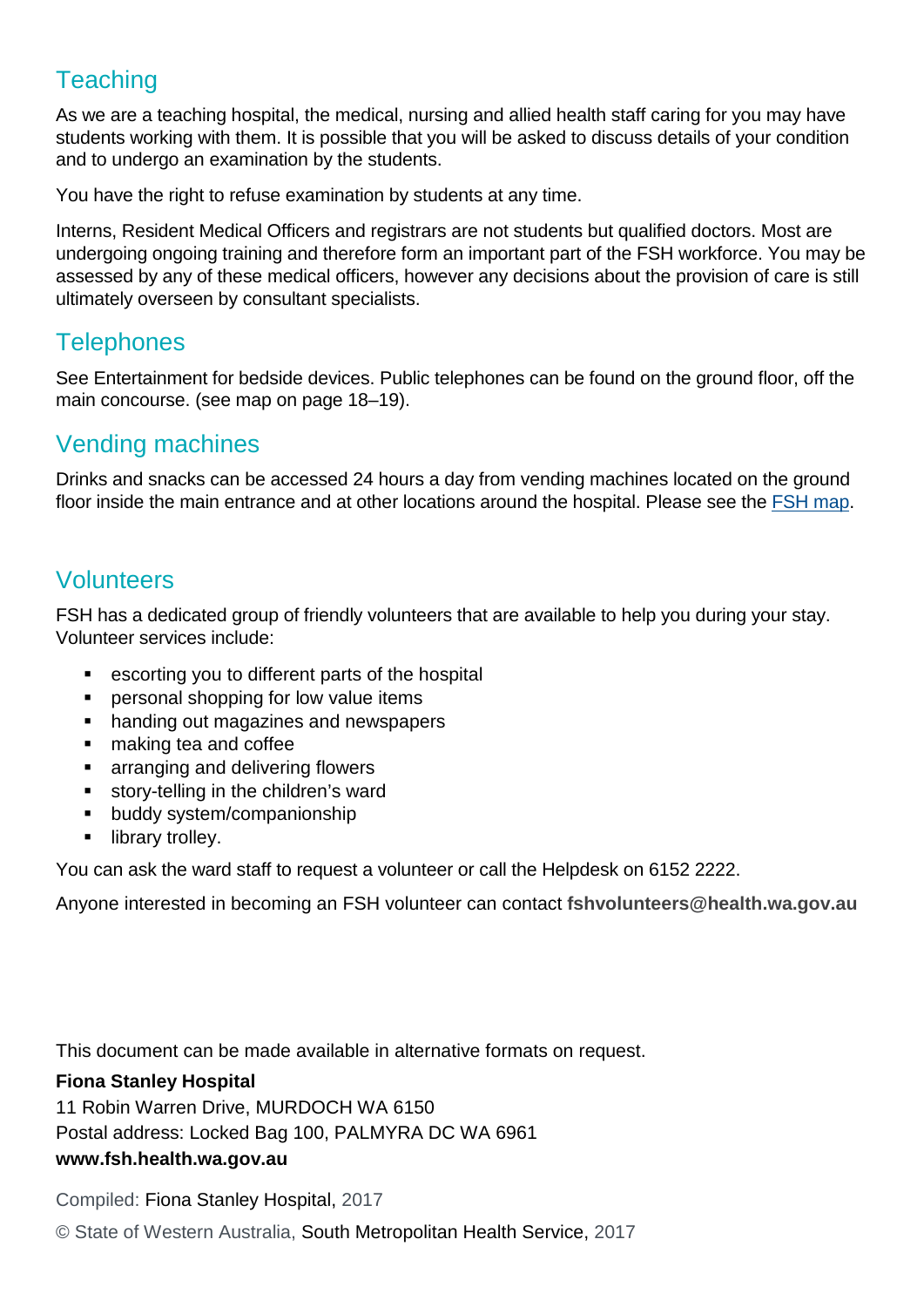## Teaching

As we are a teaching hospital, the medical, nursing and allied health staff caring for you may have students working with them. It is possible that you will be asked to discuss details of your condition and to undergo an examination by the students.

You have the right to refuse examination by students at any time.

Interns, Resident Medical Officers and registrars are not students but qualified doctors. Most are undergoing ongoing training and therefore form an important part of the FSH workforce. You may be assessed by any of these medical officers, however any decisions about the provision of care is still ultimately overseen by consultant specialists.

## Telephones

See Entertainment for bedside devices. Public telephones can be found on the ground floor, off the main concourse. (see map on page 18–19).

## Vending machines

Drinks and snacks can be accessed 24 hours a day from vending machines located on the ground floor inside the main entrance and at other locations around the hospital. Please see the FSH map.

## Volunteers

FSH has a dedicated group of friendly volunteers that are available to help you during your stay. Volunteer services include:

- escorting you to different parts of the hospital
- personal shopping for low value items
- handing out magazines and newspapers
- making tea and coffee
- arranging and delivering flowers
- story-telling in the children's ward
- buddy system/companionship
- library trolley.

You can ask the ward staff to request a volunteer or call the Helpdesk on 6152 2222.

Anyone interested in becoming an FSH volunteer can contact **fshvolunteers@health.wa.gov.au**

This document can be made available in alternative formats on request.

**Fiona Stanley Hospital**
11 Robin Warren Drive, MURDOCH WA 6150
Postal address: Locked Bag 100, PALMYRA DC WA 6961
**www.fsh.health.wa.gov.au**

Compiled: Fiona Stanley Hospital, 2017

© State of Western Australia, South Metropolitan Health Service, 2017